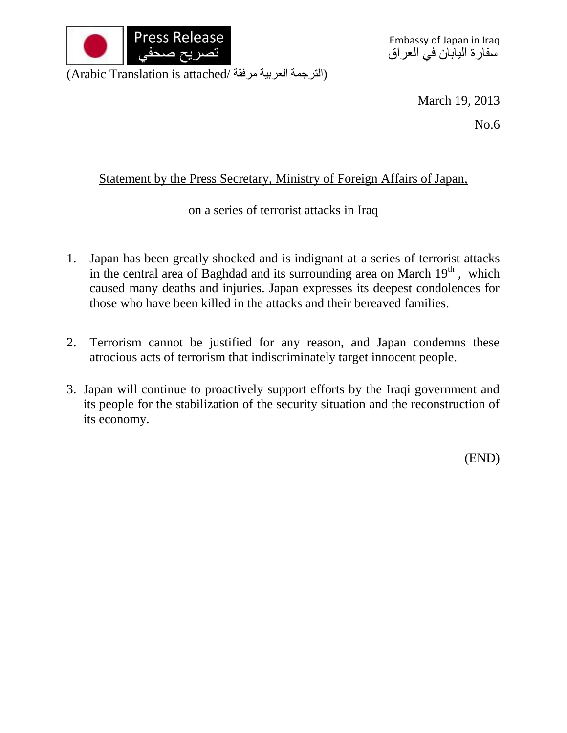Press Release
تصريح صحفي

Embassy of Japan in Iraq
سفارة اليابان في العراق

(Arabic Translation is attached/ الترجمة العربية مرفقة)

March 19, 2013

No.6

## Statement by the Press Secretary, Ministry of Foreign Affairs of Japan, on a series of terrorist attacks in Iraq

1. Japan has been greatly shocked and is indignant at a series of terrorist attacks in the central area of Baghdad and its surrounding area on March 19th, which caused many deaths and injuries. Japan expresses its deepest condolences for those who have been killed in the attacks and their bereaved families.

2. Terrorism cannot be justified for any reason, and Japan condemns these atrocious acts of terrorism that indiscriminately target innocent people.

3. Japan will continue to proactively support efforts by the Iraqi government and its people for the stabilization of the security situation and the reconstruction of its economy.

(END)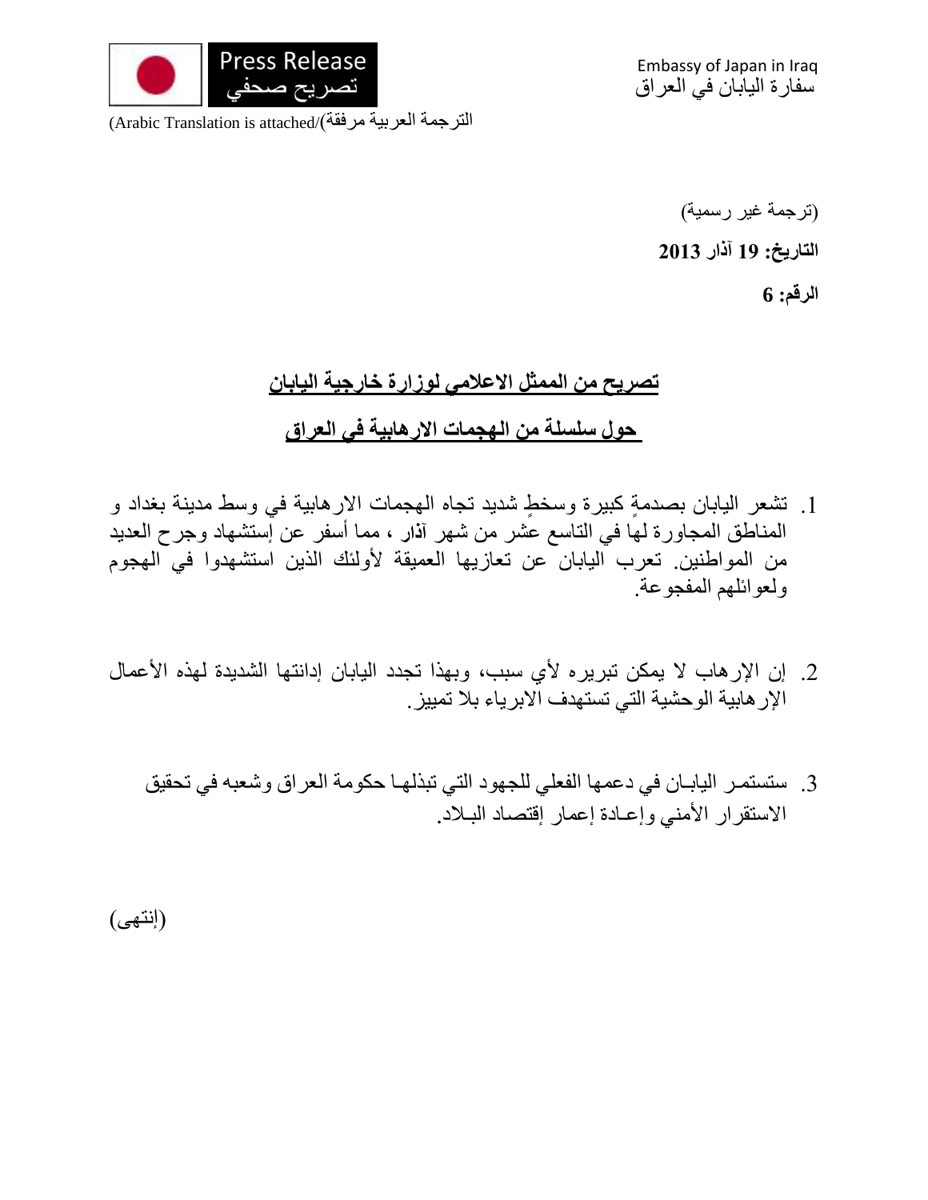Press Release
تصريح صحفي

Embassy of Japan in Iraq
سفارة اليابان في العراق

(Arabic Translation is attached/الترجمة العربية مرفقة)

(ترجمة غير رسمية)

**التاريخ: 19 آذار 2013**

**الرقم: 6**

## تصريح من الممثل الاعلامي لوزارة خارجية اليابان

## حول سلسلة من الهجمات الارهابية في العراق

1. تشعر اليابان بصدمةٍ كبيرة وسخطٍ شديد تجاه الهجمات الارهابية في وسط مدينة بغداد و المناطق المجاورة لها في التاسع عشر من شهر آذار ، مما أسفر عن إستشهاد وجرح العديد من المواطنين. تعرب اليابان عن تعازيها العميقة لأولئك الذين استشهدوا في الهجوم ولعوائلهم المفجوعة.

2. إن الإرهاب لا يمكن تبريره لأي سبب، وبهذا تجدد اليابان إدانتها الشديدة لهذه الأعمال الإرهابية الوحشية التي تستهدف الابرياء بلا تمييز.

3. ستستمر اليابان في دعمها الفعلي للجهود التي تبذلها حكومة العراق وشعبه في تحقيق الاستقرار الأمني وإعادة إعمار إقتصاد البلاد.

(إنتهى)